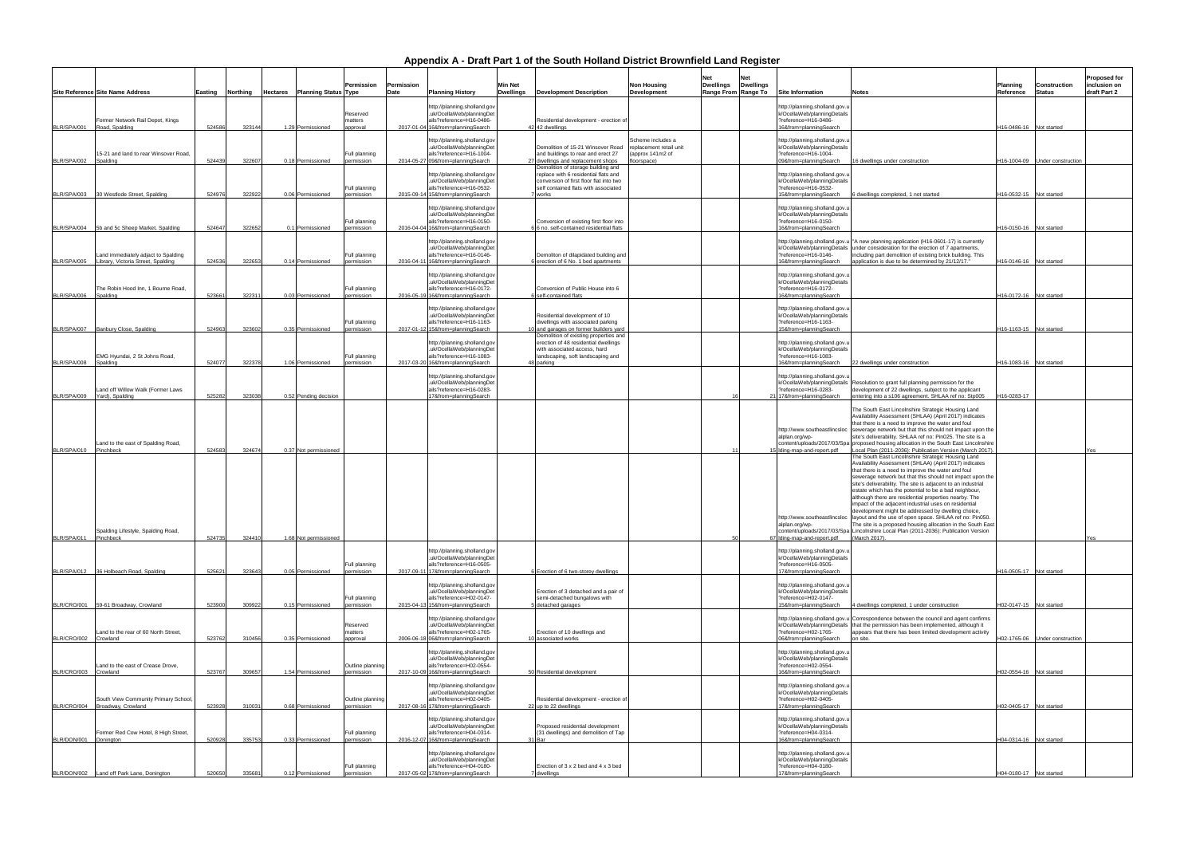# Appendix A - Draft Part 1 of the South Holland District Brownfield Land Register

| Site Reference | Site Name Address | Easting | Northing | Hectares | Planning Status | Permission Type | Permission Date | Planning History | Min Net Dwellings | Development Description | Non Housing Development | Net Dwellings Range From | Net Dwellings Range To | Site Information | Notes | Planning Reference | Construction Status | Proposed for inclusion on draft Part 2 |
|---|---|---|---|---|---|---|---|---|---|---|---|---|---|---|---|---|---|---|
| BLR/SPA/001 | Former Network Rail Depot, Kings Road, Spalding | 524586 | 323144 | 1.29 | Permissioned | Reserved matters approval | 2017-01-04 | http://planning.sholland.gov.uk/OcellaWeb/planningDetails?reference=H16-0486-16&from=planningSearch | 42 | Residential development - erection of 42 dwellings | | | | http://planning.sholland.gov.uk/OcellaWeb/planningDetails?reference=H16-0486-16&from=planningSearch | | H16-0486-16 | Not started | |
| BLR/SPA/002 | 15-21 and land to rear Winsover Road, Spalding | 524439 | 322607 | 0.18 | Permissioned | Full planning permission | 2014-05-27 | http://planning.sholland.gov.uk/OcellaWeb/planningDetails?reference=H16-1004-09&from=planningSearch | 27 | Demolition of 15-21 Winsover Road and buildings to rear and erect 27 dwellings and replacement shops | Scheme includes a replacement retail unit (approx 141m2 of floorspace) | | | http://planning.sholland.gov.uk/OcellaWeb/planningDetails?reference=H16-1004-09&from=planningSearch | 16 dwellings under construction | H16-1004-09 | Under construction | |
| BLR/SPA/003 | 30 Westlode Street, Spalding | 524976 | 322922 | 0.06 | Permissioned | Full planning permission | 2015-09-14 | http://planning.sholland.gov.uk/OcellaWeb/planningDetails?reference=H16-0532-15&from=planningSearch | 7 | Demolition of storage building and replace with 6 residential flats and conversion of first floor flat into two self contained flats with associated works | | | | http://planning.sholland.gov.uk/OcellaWeb/planningDetails?reference=H16-0532-15&from=planningSearch | 6 dwellings completed, 1 not started | H16-0532-15 | Not started | |
| BLR/SPA/004 | 5b and 5c Sheep Market, Spalding | 524647 | 322652 | 0.1 | Permissioned | Full planning permission | 2016-04-04 | http://planning.sholland.gov.uk/OcellaWeb/planningDetails?reference=H16-0150-16&from=planningSearch | 6 | Conversion of existing first floor into 6 no. self-contained residential flats | | | | http://planning.sholland.gov.uk/OcellaWeb/planningDetails?reference=H16-0150-16&from=planningSearch | | H16-0150-16 | Not started | |
| BLR/SPA/005 | Land immediately adjact to Spalding Library, Victoria Street, Spalding | 524536 | 322653 | 0.14 | Permissioned | Full planning permission | 2016-04-11 | http://planning.sholland.gov.uk/OcellaWeb/planningDetails?reference=H16-0146-16&from=planningSearch | 6 | Demolition of dilapidated building and erection of 6 No. 1 bed apartments | | | | http://planning.sholland.gov.uk/OcellaWeb/planningDetails?reference=H16-0146-16&from=planningSearch | "A new planning application (H16-0601-17) is currently under consideration for the erection of 7 apartments, including part demolition of existing brick building. This application is due to be determined by 21/12/17." | H16-0146-16 | Not started | |
| BLR/SPA/006 | The Robin Hood Inn, 1 Bourne Road, Spalding | 523661 | 322311 | 0.03 | Permissioned | Full planning permission | 2016-05-19 | http://planning.sholland.gov.uk/OcellaWeb/planningDetails?reference=H16-0172-16&from=planningSearch | 6 | Conversion of Public House into 6 self-contained flats | | | | http://planning.sholland.gov.uk/OcellaWeb/planningDetails?reference=H16-0172-16&from=planningSearch | | H16-0172-16 | Not started | |
| BLR/SPA/007 | Banbury Close, Spalding | 524963 | 323602 | 0.35 | Permissioned | Full planning permission | 2017-01-12 | http://planning.sholland.gov.uk/OcellaWeb/planningDetails?reference=H16-1163-15&from=planningSearch | 10 | Residential development of 10 dwellings with associated parking and garages on former builders yard | | | | http://planning.sholland.gov.uk/OcellaWeb/planningDetails?reference=H16-1163-15&from=planningSearch | | H16-1163-15 | Not started | |
| BLR/SPA/008 | EMG Hyundai, 2 St Johns Road, Spalding | 524077 | 322378 | 1.06 | Permissioned | Full planning permission | 2017-03-20 | http://planning.sholland.gov.uk/OcellaWeb/planningDetails?reference=H16-1083-16&from=planningSearch | 48 | Demolition of existing properties and erection of 48 residential dwellings with associated access, hard landscaping, soft landscaping and parking | | | | http://planning.sholland.gov.uk/OcellaWeb/planningDetails?reference=H16-1083-16&from=planningSearch | 22 dwellings under construction | H16-1083-16 | Not started | |
| BLR/SPA/009 | Land off Willow Walk (Former Laws Yard), Spalding | 525282 | 323038 | 0.52 | Pending decision | | | http://planning.sholland.gov.uk/OcellaWeb/planningDetails?reference=H16-0283-17&from=planningSearch | | | | 16 | 21 | http://planning.sholland.gov.uk/OcellaWeb/planningDetails?reference=H16-0283-17&from=planningSearch | Resolution to grant full planning permission for the development of 22 dwellings, subject to the applicant entering into a s106 agreement. SHLAA ref no: Stp005 | H16-0283-17 | | |
| BLR/SPA/010 | Land to the east of Spalding Road, Pinchbeck | 524583 | 324674 | 0.37 | Not permissioned | | | | | | | 11 | 15 | http://www.southeastlincslocalplan.org/wp-content/uploads/2017/03/Spalding-map-and-report.pdf | The South East Lincolnshire Strategic Housing Land Availability Assessment (SHLAA) (April 2017) indicates that there is a need to improve the water and foul sewerage network but that this should not impact upon the site's deliverability. SHLAA ref no: Pin025. The site is a proposed housing allocation in the South East Lincolnshire Local Plan (2011-2036): Publication Version (March 2017). | | | Yes |
| BLR/SPA/011 | Spalding Lifestyle, Spalding Road, Pinchbeck | 524735 | 324410 | 1.68 | Not permissioned | | | | | | | 50 | 67 | http://www.southeastlincslocalplan.org/wp-content/uploads/2017/03/Spalding-map-and-report.pdf | The South East Lincolnshire Strategic Housing Land Availability Assessment (SHLAA) (April 2017) indicates that there is a need to improve the water and foul sewerage network but that this should not impact upon the site's deliverability. The site is adjacent to an industrial estate which has the potential to be a bad neighbour, although there are residential properties nearby. The impact of the adjacent industrial uses on residential development might be addressed by dwelling choice, layout and the use of open space. SHLAA ref no: Pin050. The site is a proposed housing allocation in the South East Lincolnshire Local Plan (2011-2036): Publication Version (March 2017). | | | Yes |
| BLR/SPA/012 | 36 Holbeach Road, Spalding | 525621 | 323643 | 0.05 | Permissioned | Full planning permission | 2017-09-11 | http://planning.sholland.gov.uk/OcellaWeb/planningDetails?reference=H16-0505-17&from=planningSearch | 6 | Erection of 6 two-storey dwellings | | | | http://planning.sholland.gov.uk/OcellaWeb/planningDetails?reference=H16-0505-17&from=planningSearch | | H16-0505-17 | Not started | |
| BLR/CRO/001 | 59-61 Broadway, Crowland | 523900 | 309922 | 0.15 | Permissioned | Full planning permission | 2015-04-13 | http://planning.sholland.gov.uk/OcellaWeb/planningDetails?reference=H02-0147-15&from=planningSearch | 5 | Erection of 3 detached and a pair of semi-detached bungalows with detached garages | | | | http://planning.sholland.gov.uk/OcellaWeb/planningDetails?reference=H02-0147-15&from=planningSearch | 4 dwellings completed, 1 under construction | H02-0147-15 | Not started | |
| BLR/CRO/002 | Land to the rear of 60 North Street, Crowland | 523762 | 310456 | 0.35 | Permissioned | Reserved matters approval | 2006-06-18 | http://planning.sholland.gov.uk/OcellaWeb/planningDetails?reference=H02-1765-06&from=planningSearch | 10 | Erection of 10 dwellings and associated works | | | | http://planning.sholland.gov.uk/OcellaWeb/planningDetails?reference=H02-1765-06&from=planningSearch | Correspondence between the council and agent confirms that the permission has been implemented, although it appears that there has been limited development activity on site. | H02-1765-06 | Under construction | |
| BLR/CRO/003 | Land to the east of Crease Drove, Crowland | 523767 | 309657 | 1.54 | Permissioned | Outline planning permission | 2017-10-09 | http://planning.sholland.gov.uk/OcellaWeb/planningDetails?reference=H02-0554-16&from=planningSearch | 50 | Residential development | | | | http://planning.sholland.gov.uk/OcellaWeb/planningDetails?reference=H02-0554-16&from=planningSearch | | H02-0554-16 | Not started | |
| BLR/CRO/004 | South View Community Primary School, Broadway, Crowland | 523928 | 310031 | 0.68 | Permissioned | Outline planning permission | 2017-08-16 | http://planning.sholland.gov.uk/OcellaWeb/planningDetails?reference=H02-0405-17&from=planningSearch | 22 | Residential development - erection of up to 22 dwellings | | | | http://planning.sholland.gov.uk/OcellaWeb/planningDetails?reference=H02-0405-17&from=planningSearch | | H02-0405-17 | Not started | |
| BLR/DON/001 | Former Red Cow Hotel, 8 High Street, Donington | 520928 | 335753 | 0.33 | Permissioned | Full planning permission | 2016-12-07 | http://planning.sholland.gov.uk/OcellaWeb/planningDetails?reference=H04-0314-16&from=planningSearch | 31 | Proposed residential development (31 dwellings) and demolition of Tap Bar | | | | http://planning.sholland.gov.uk/OcellaWeb/planningDetails?reference=H04-0314-16&from=planningSearch | | H04-0314-16 | Not started | |
| BLR/DON/002 | Land off Park Lane, Donington | 520650 | 335681 | 0.12 | Permissioned | Full planning permission | 2017-05-02 | http://planning.sholland.gov.uk/OcellaWeb/planningDetails?reference=H04-0180-17&from=planningSearch | 7 | Erection of 3 x 2 bed and 4 x 3 bed dwellings | | | | http://planning.sholland.gov.uk/OcellaWeb/planningDetails?reference=H04-0180-17&from=planningSearch | | H04-0180-17 | Not started | |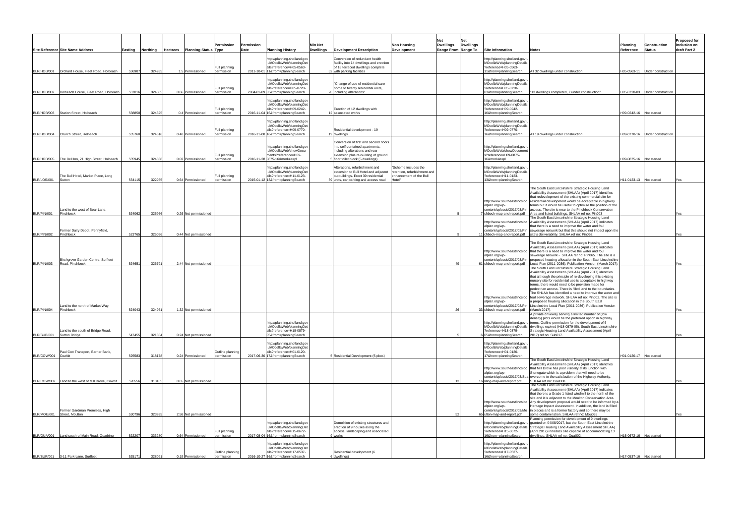| Site Reference | Site Name Address | Easting | Northing | Hectares | Planning Status | Permission Type | Permission Date | Planning History | Min Net Dwellings | Development Description | Non Housing Development | Net Dwellings Range From | Net Dwellings Range To | Site Information | Notes | Planning Reference | Construction Status | Proposed for inclusion on draft Part 2 |
|---|---|---|---|---|---|---|---|---|---|---|---|---|---|---|---|---|---|---|
| BLR/HOB/001 | Orchard House, Fleet Road, Holbeach | 536987 | 324935 | 1.5 | Permissioned | Full planning permission | 2011-10-01 | http://planning.sholland.gov.uk/OcellaWeb/planningDetails?reference=H05-0563-11&from=planningSearch | 32 | Conversion of redundant health facility into 14 dwellings and erection of 18 terraced dwellings complete with parking facilities | | | | http://planning.sholland.gov.uk/OcellaWeb/planningDetails?reference=H05-0563-11&from=planningSearch | All 32 dwellings under construction | H05-0563-11 | Under construction | |
| BLR/HOB/002 | Holbeach House, Fleet Road, Holbeach | 537016 | 324885 | 0.66 | Permissioned | Full planning permission | 2004-01-09 | http://planning.sholland.gov.uk/OcellaWeb/planningDetails?reference=H05-0720-03&from=planningSearch | 20 | "Change of use of residential care home to twenty residential units, including alterations" | | | | http://planning.sholland.gov.uk/OcellaWeb/planningDetails?reference=H05-0720-03&from=planningSearch | "13 dwellings completed, 7 under construction" | H05-0720-03 | Under construction | |
| BLR/HOB/003 | Station Street, Holbeach | 538850 | 324325 | 0.4 | Permissioned | Full planning permission | 2016-11-04 | http://planning.sholland.gov.uk/OcellaWeb/planningDetails?reference=H09-0242-16&from=planningSearch | 12 | Erection of 12 dwellings with associated works | | | | http://planning.sholland.gov.uk/OcellaWeb/planningDetails?reference=H09-0242-16&from=planningSearch | | H09-0242-16 | Not started | |
| BLR/HOB/004 | Church Street, Holbeach | 535760 | 324616 | 0.48 | Permissioned | Full planning permission | 2016-11-08 | http://planning.sholland.gov.uk/OcellaWeb/planningDetails?reference=H09-0770-16&from=planningSearch | 19 | Residential development - 19 dwellings | | | | http://planning.sholland.gov.uk/OcellaWeb/planningDetails?reference=H09-0770-16&from=planningSearch | All 19 dwellings under construction | H09-0770-16 | Under construction | |
| BLR/HOB/005 | The Bell Inn, 21 High Street, Holbeach | 535945 | 324838 | 0.02 | Permissioned | Full planning permission | 2016-11-28 | http://planning.sholland.gov.uk/OcellaWeb/showDocuments?reference=H09-0875-16&module=pl | 5 | Conversion of first and second floors into self-contained apartments, including alterations and rear extension plus re-building of ground floor toilet block (5 dwellings) | | | | http://planning.sholland.gov.uk/OcellaWeb/showDocuments?reference=H09-0875-16&module=pl | | H09-0875-16 | Not started | |
| BLR/LOS/001 | The Bull Hotel, Market Place, Long Sutton | 534115 | 322955 | 0.64 | Permissioned | Full planning permission | 2015-01-12 | http://planning.sholland.gov.uk/OcellaWeb/planningDetails?reference=H11-0123-13&from=planningSearch | 39 | Alterations, refurbishment and extension to Bull Hotel and adjacent outbuildings. Erect 39 residential units, car parking and access road | "Scheme includes the retention, refurbishment and enhancement of the Bull Hotel" | | | http://planning.sholland.gov.uk/OcellaWeb/planningDetails?reference=H11-0123-13&from=planningSearch | | H11-0123-13 | Not started | Yes |
| BLR/PIN/001 | Land to the west of Bear Lane, Pinchbeck | 524062 | 325966 | 0.26 | Not permissioned | | | | | | | 5 | 7 | http://www.southeastlincslocalplan.org/wp-content/uploads/2017/03/Pinchbeck-map-and-report.pdf | The South East Lincolnshire Strategic Housing Land Availability Assessment (SHLAA) (April 2017) identifies that redevelopment of the existing commercial site for residential development would be acceptable in highway terms but it would be useful to optimise the position of the access. The site is near to the Pinchbeck Conservation Area and listed buildings. SHLAA ref no: Pin003 | | | Yes |
| BLR/PIN/002 | Former Dairy Depot, Pennyfield, Pinchbeck | 523765 | 325096 | 0.44 | Not permissioned | | | | | | | 9 | 11 | http://www.southeastlincslocalplan.org/wp-content/uploads/2017/03/Pinchbeck-map-and-report.pdf | The South East Lincolnshire Strategic Housing Land Availability Assessment (SHLAA) (April 2017) indicates that there is a need to improve the water and foul sewerage network but that this should not impact upon the site's deliverability. SHLAA ref no: Pin062. | | | Yes |
| BLR/PIN/003 | Birchgrove Garden Centre, Surfleet Road, Pinchbeck | 524651 | 326791 | 2.44 | Not permissioned | | | | | | | 49 | 61 | http://www.southeastlincslocalplan.org/wp-content/uploads/2017/03/Pinchbeck-map-and-report.pdf | The South East Lincolnshire Strategic Housing Land Availability Assessment (SHLAA) (April 2017) indicates that there is a need to improve the water and foul sewerage network - SHLAA ref no: Pin065. The site is a proposed housing allocation in the South East Lincolnshire Local Plan (2011-2036): Publication Version (March 2017). | | | Yes |
| BLR/PIN/004 | Land to the north of Market Way, Pinchbeck | 524043 | 324961 | 1.32 | Not permissioned | | | | | | | 26 | 33 | http://www.southeastlincslocalplan.org/wp-content/uploads/2017/03/Pinchbeck-map-and-report.pdf | The South East Lincolnshire Strategic Housing Land Availability Assessment (SHLAA) (April 2017) identifies that although the principle of re-developing this existing nursery site for residential use is acceptable in highway terms, there would need to be provision made for pedestrian access. There is filled land to the boundaries. The SHLAA has identified a need to improve the water and foul sewerage network. SHLAA ref no: Pin002. The site is a proposed housing allocation in the South East Lincolnshire Local Plan (2011-2036): Publication Version (March 2017). | | | Yes |
| BLR/SUB/001 | Land to the south of Bridge Road, Sutton Bridge | 547455 | 321364 | 0.24 | Not permissioned | | | http://planning.sholland.gov.uk/OcellaWeb/planningDetails?reference=H18-0879-05&from=planningSearch | | | | 5 | 6 | http://planning.sholland.gov.uk/OcellaWeb/planningDetails?reference=H18-0879-05&from=planningSearch | A private driveway serving a limited number of (low density) plots would be the preferred option in highway terms. Outline permission for the development of 6 dwellings expired (H18-0879-05). South East Lincolnshire Strategic Housing Land Availability Assessment (April 2017) ref no: Sub017. | | | Yes |
| BLR/COW/001 | Paul Cott Transport, Barrier Bank, Cowbit | 525583 | 318178 | 0.24 | Permissioned | Outline planning permission | 2017-06-30 | http://planning.sholland.gov.uk/OcellaWeb/planningDetails?reference=H01-0120-17&from=planningSearch | 5 | Residential Development (5 plots) | | | | http://planning.sholland.gov.uk/OcellaWeb/planningDetails?reference=H01-0120-17&from=planningSearch | | H01-0120-17 | Not started | |
| BLR/COW/002 | Land to the west of Mill Drove, Cowbit | 526556 | 318165 | 0.65 | Not permissioned | | | | | | | 13 | 16 | http://www.southeastlincslocalplan.org/wp-content/uploads/2017/03/Spalding-map-and-report.pdf | The South East Lincolnshire Strategic Housing Land Availability Assessment (SHLAA) (April 2017) identifies that Mill Drove has poor visibility at its junction with Stonegate which is a problem that will need to be overcome to the satisfaction of the Highway Authority. SHLAA ref no: Cow008 | | | Yes |
| BLR/MOU/001 | Former Gardman Premises, High Street, Moulton | 530796 | 323935 | 2.58 | Not permissioned | | | | | | | 52 | 65 | http://www.southeastlincslocalplan.org/wp-content/uploads/2017/03/Moulton-map-and-report.pdf | The South East Lincolnshire Strategic Housing Land Availability Assessment (SHLAA) (April 2017) indicates that there is a Grade 1 listed windmill to the north of the site and it is adjacent to the Moulton Conservation Area. Any development proposal would need to be informed by a Heritage Impact Assessment. In addition, the land is filled in places and is a former factory and so there may be some contamination. SHLAA ref no: Mou035 | | | Yes |
| BLR/QUA/001 | Land south of Main Road, Quadring | 522207 | 333280 | 0.64 | Permissioned | Full planning permission | 2017-08-04 | http://planning.sholland.gov.uk/OcellaWeb/planningDetails?reference=H15-0672-16&from=planningSearch | 9 | Demolition of existing structures and erection of 9 houses along the access, landscaping and associated works | | | | http://planning.sholland.gov.uk/OcellaWeb/planningDetails?reference=H15-0672-16&from=planningSearch | Planning permission for development of 9 dwellings granted on 04/08/2017, but the South East Lincolnshire Strategic Housing Land Availability Assessment SHLAA) (April 2017) indicates site capable of accommodating 13 dwellings. SHLAA ref no: Qua002. | H15-0672-16 | Not started | |
| BLR/SUR/001 | 3-11 Park Lane, Surfleet | 525171 | 328091 | 0.19 | Permissioned | Outline planning permission | 2016-10-27 | http://planning.sholland.gov.uk/OcellaWeb/planningDetails?reference=H17-0537-16&from=planningSearch | 6 | Residential development (6 dwellings) | | | | http://planning.sholland.gov.uk/OcellaWeb/planningDetails?reference=H17-0537-16&from=planningSearch | | H17-0537-16 | Not started | |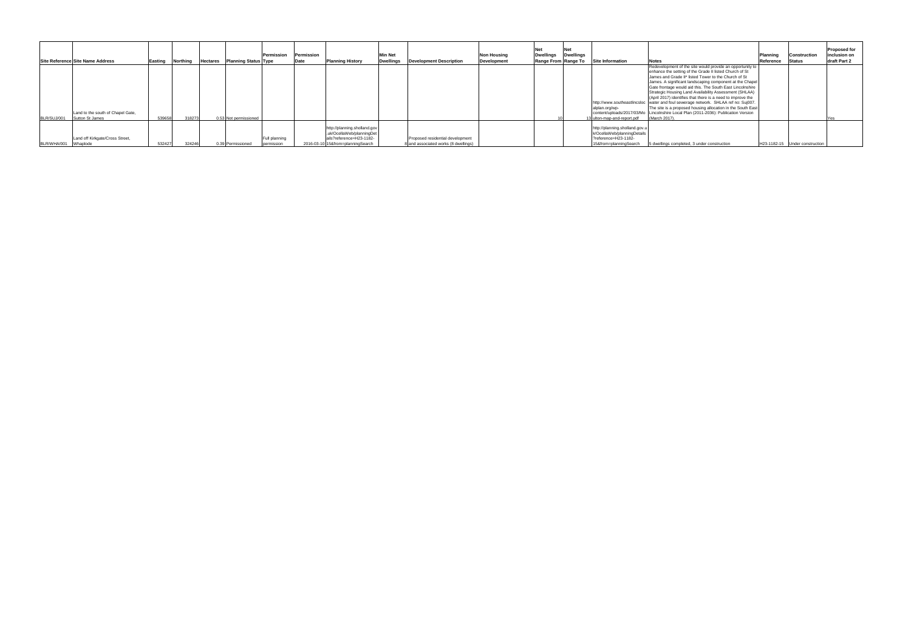| Site Reference | Site Name Address | Easting | Northing | Hectares | Planning Status | Permission Type | Permission Date | Planning History | Min Net Dwellings | Development Description | Non Housing Development | Net Dwellings Range From | Net Dwellings Range To | Site Information | Notes | Planning Reference | Construction Status | Proposed for inclusion on draft Part 2 |
|---|---|---|---|---|---|---|---|---|---|---|---|---|---|---|---|---|---|---|
| BLR/SUJ/001 | Land to the south of Chapel Gate, Sutton St James | 539658 | 318273 | 0.53 | Not permissioned | | | | | | | 10 | 13 | http://www.southeastlincslocalplan.org/wp-content/uploads/2017/03/Moulton-map-and-report.pdf | Redevelopment of the site would provide an opportunity to enhance the setting of the Grade II listed Church of St James and Grade II* listed Tower to the Church of St James. A significant landscaping component at the Chapel Gate frontage would aid this. The South East Lincolnshire Strategic Housing Land Availability Assessment (SHLAA) (April 2017) identifies that there is a need to improve the water and foul sewerage network. SHLAA ref no: Suj007. The site is a proposed housing allocation in the South East Lincolnshire Local Plan (2011-2036): Publication Version (March 2017). | | | Yes |
| BLR/WHA/001 | Land off Kirkgate/Cross Street, Whaplode | 532427 | 324246 | 0.39 | Permissioned | Full planning permission | 2016-03-10 | http://planning.sholland.gov.uk/OcellaWeb/planningDetails?reference=H23-1182-15&from=planningSearch | 8 | Proposed residential development and associated works (8 dwellings) | | | | http://planning.sholland.gov.uk/OcellaWeb/planningDetails?reference=H23-1182-15&from=planningSearch | 5 dwellings completed, 3 under construction | H23-1182-15 | Under construction | |